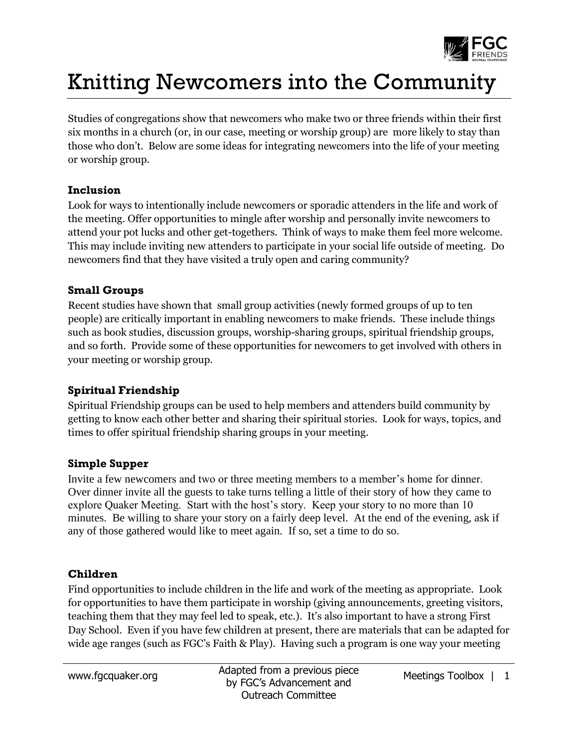# Knitting Newcomers into the Community

Studies of congregations show that newcomers who make two or three friends within their first six months in a church (or, in our case, meeting or worship group) are more likely to stay than those who don't. Below are some ideas for integrating newcomers into the life of your meeting or worship group.

### Inclusion

Look for ways to intentionally include newcomers or sporadic attenders in the life and work of the meeting. Offer opportunities to mingle after worship and personally invite newcomers to attend your pot lucks and other get-togethers. Think of ways to make them feel more welcome. This may include inviting new attenders to participate in your social life outside of meeting. Do newcomers find that they have visited a truly open and caring community?

### Small Groups

Recent studies have shown that small group activities (newly formed groups of up to ten people) are critically important in enabling newcomers to make friends. These include things such as book studies, discussion groups, worship-sharing groups, spiritual friendship groups, and so forth. Provide some of these opportunities for newcomers to get involved with others in your meeting or worship group.

### Spiritual Friendship

Spiritual Friendship groups can be used to help members and attenders build community by getting to know each other better and sharing their spiritual stories. Look for ways, topics, and times to offer spiritual friendship sharing groups in your meeting.

### Simple Supper

Invite a few newcomers and two or three meeting members to a member's home for dinner. Over dinner invite all the guests to take turns telling a little of their story of how they came to explore Quaker Meeting. Start with the host's story. Keep your story to no more than 10 minutes. Be willing to share your story on a fairly deep level. At the end of the evening, ask if any of those gathered would like to meet again. If so, set a time to do so.

### Children

Find opportunities to include children in the life and work of the meeting as appropriate. Look for opportunities to have them participate in worship (giving announcements, greeting visitors, teaching them that they may feel led to speak, etc.). It's also important to have a strong First Day School. Even if you have few children at present, there are materials that can be adapted for wide age ranges (such as FGC's Faith & Play). Having such a program is one way your meeting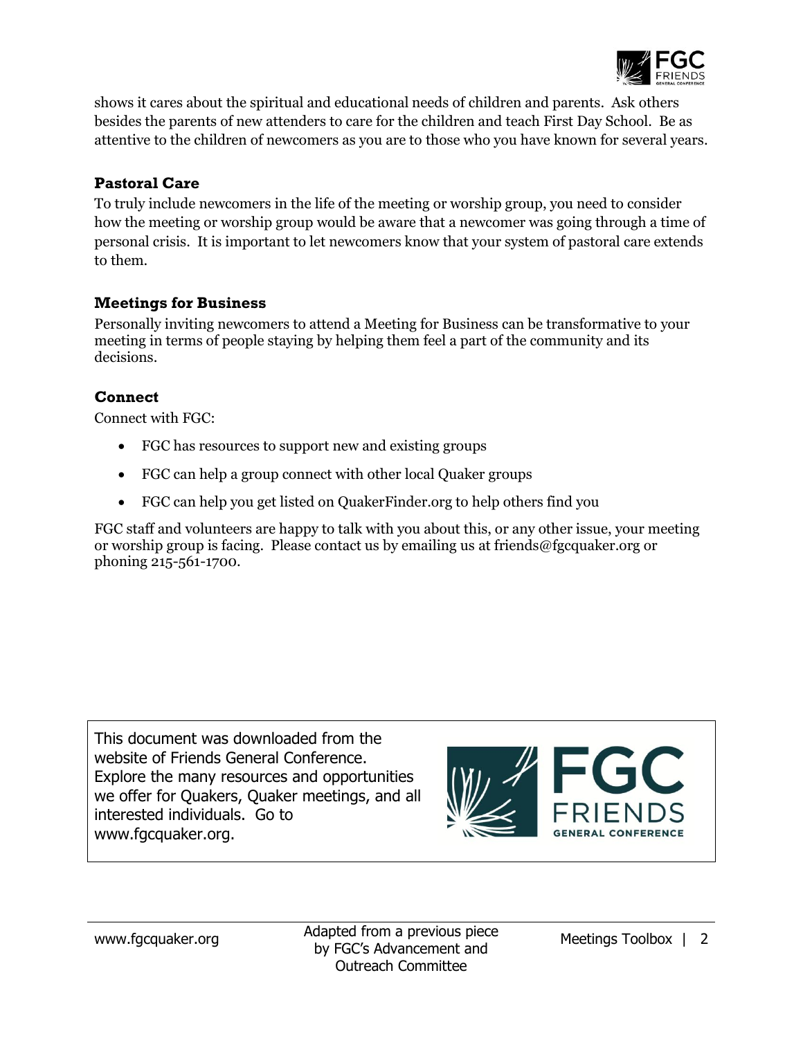shows it cares about the spiritual and educational needs of children and parents. Ask others besides the parents of new attenders to care for the children and teach First Day School. Be as attentive to the children of newcomers as you are to those who you have known for several years.

### Pastoral Care

To truly include newcomers in the life of the meeting or worship group, you need to consider how the meeting or worship group would be aware that a newcomer was going through a time of personal crisis. It is important to let newcomers know that your system of pastoral care extends to them.

### Meetings for Business

Personally inviting newcomers to attend a Meeting for Business can be transformative to your meeting in terms of people staying by helping them feel a part of the community and its decisions.

### Connect

Connect with FGC:

- FGC has resources to support new and existing groups
- FGC can help a group connect with other local Quaker groups
- FGC can help you get listed on QuakerFinder.org to help others find you

FGC staff and volunteers are happy to talk with you about this, or any other issue, your meeting or worship group is facing. Please contact us by emailing us at friends@fgcquaker.org or phoning 215-561-1700.

This document was downloaded from the website of Friends General Conference. Explore the many resources and opportunities we offer for Quakers, Quaker meetings, and all interested individuals. Go to www.fgcquaker.org.

Adapted from a previous piece by FGC's Advancement and Outreach Committee